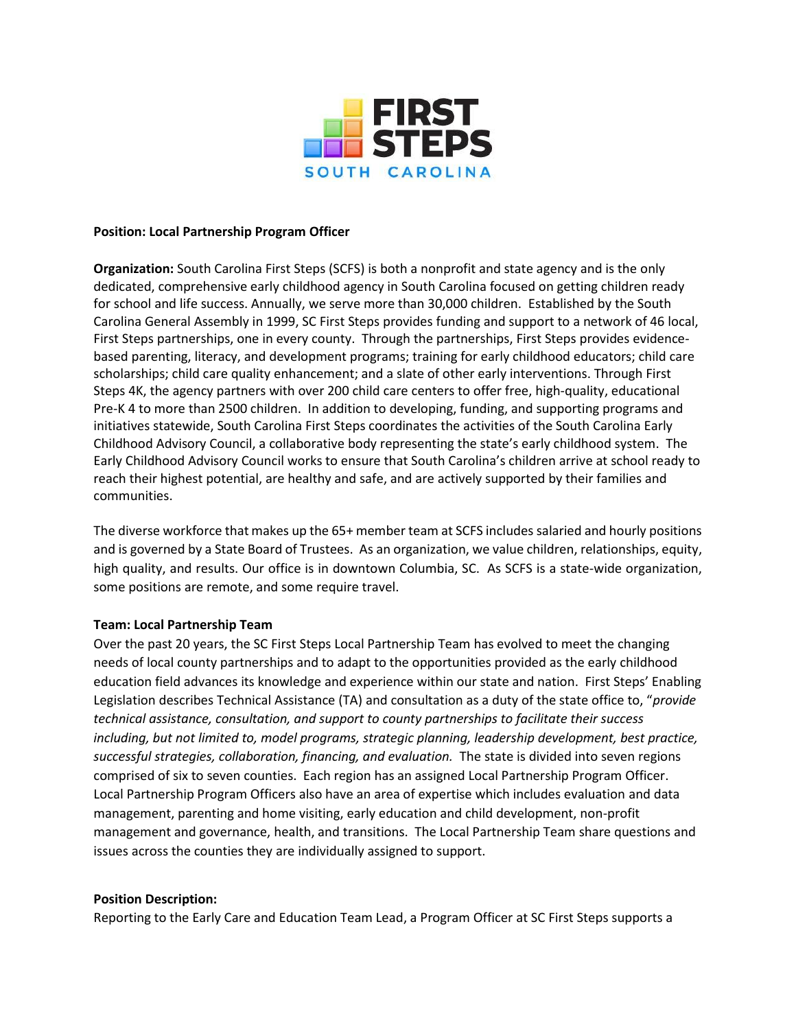**Position: Local Partnership Program Officer**

**Organization:** South Carolina First Steps (SCFS) is both a nonprofit and state agency and is the only dedicated, comprehensive early childhood agency in South Carolina focused on getting children ready for school and life success. Annually, we serve more than 30,000 children. Established by the South Carolina General Assembly in 1999, SC First Steps provides funding and support to a network of 46 local, First Steps partnerships, one in every county. Through the partnerships, First Steps provides evidence-based parenting, literacy, and development programs; training for early childhood educators; child care scholarships; child care quality enhancement; and a slate of other early interventions. Through First Steps 4K, the agency partners with over 200 child care centers to offer free, high-quality, educational Pre-K 4 to more than 2500 children. In addition to developing, funding, and supporting programs and initiatives statewide, South Carolina First Steps coordinates the activities of the South Carolina Early Childhood Advisory Council, a collaborative body representing the state's early childhood system. The Early Childhood Advisory Council works to ensure that South Carolina's children arrive at school ready to reach their highest potential, are healthy and safe, and are actively supported by their families and communities.

The diverse workforce that makes up the 65+ member team at SCFS includes salaried and hourly positions and is governed by a State Board of Trustees. As an organization, we value children, relationships, equity, high quality, and results. Our office is in downtown Columbia, SC. As SCFS is a state-wide organization, some positions are remote, and some require travel.

**Team: Local Partnership Team**

Over the past 20 years, the SC First Steps Local Partnership Team has evolved to meet the changing needs of local county partnerships and to adapt to the opportunities provided as the early childhood education field advances its knowledge and experience within our state and nation. First Steps' Enabling Legislation describes Technical Assistance (TA) and consultation as a duty of the state office to, "*provide technical assistance, consultation, and support to county partnerships to facilitate their success including, but not limited to, model programs, strategic planning, leadership development, best practice, successful strategies, collaboration, financing, and evaluation.* The state is divided into seven regions comprised of six to seven counties. Each region has an assigned Local Partnership Program Officer. Local Partnership Program Officers also have an area of expertise which includes evaluation and data management, parenting and home visiting, early education and child development, non-profit management and governance, health, and transitions. The Local Partnership Team share questions and issues across the counties they are individually assigned to support.

**Position Description:**

Reporting to the Early Care and Education Team Lead, a Program Officer at SC First Steps supports a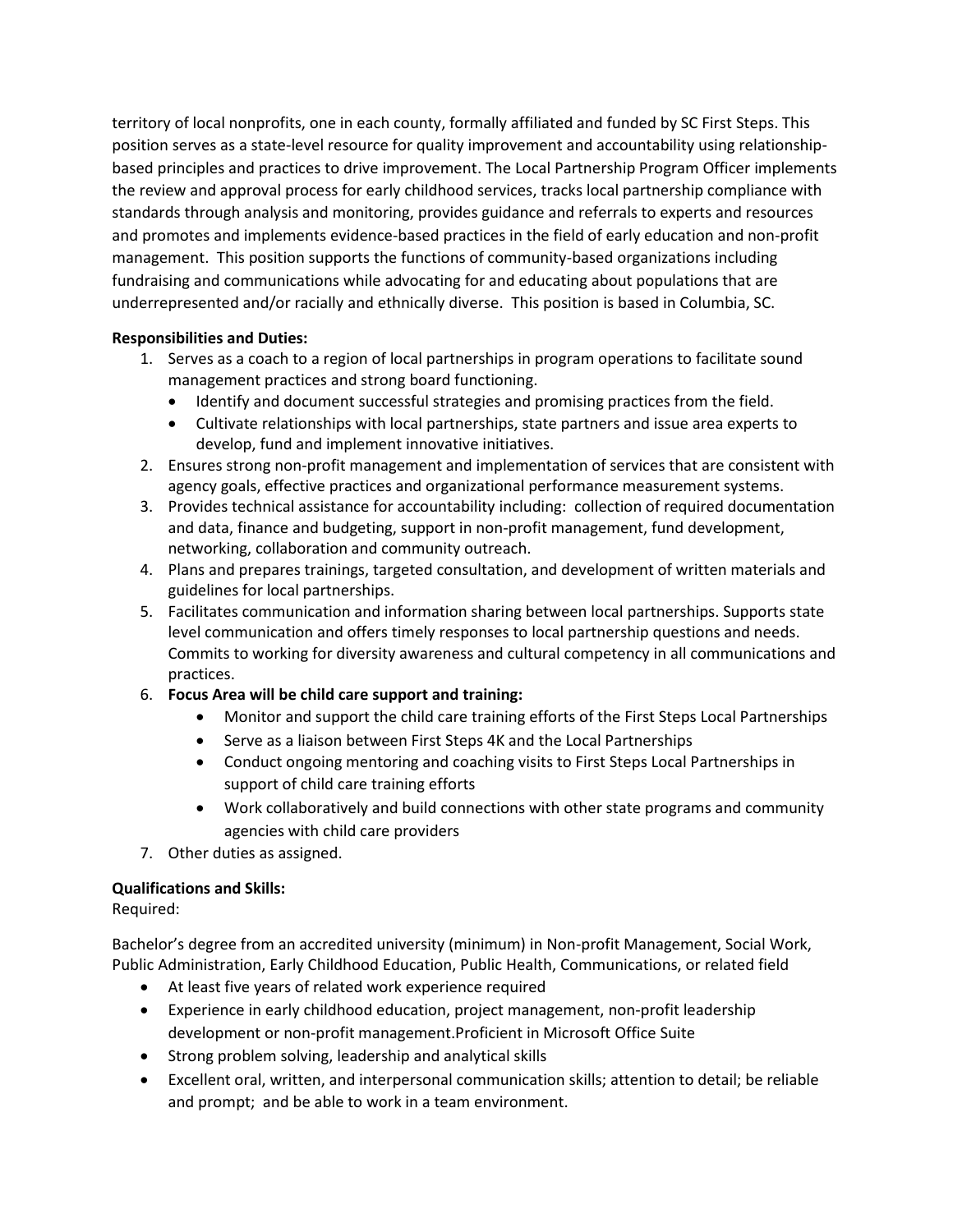territory of local nonprofits, one in each county, formally affiliated and funded by SC First Steps. This position serves as a state-level resource for quality improvement and accountability using relationship-based principles and practices to drive improvement. The Local Partnership Program Officer implements the review and approval process for early childhood services, tracks local partnership compliance with standards through analysis and monitoring, provides guidance and referrals to experts and resources and promotes and implements evidence-based practices in the field of early education and non-profit management. This position supports the functions of community-based organizations including fundraising and communications while advocating for and educating about populations that are underrepresented and/or racially and ethnically diverse. This position is based in Columbia, SC.

**Responsibilities and Duties:**

1. Serves as a coach to a region of local partnerships in program operations to facilitate sound management practices and strong board functioning.
    - Identify and document successful strategies and promising practices from the field.
    - Cultivate relationships with local partnerships, state partners and issue area experts to develop, fund and implement innovative initiatives.
2. Ensures strong non-profit management and implementation of services that are consistent with agency goals, effective practices and organizational performance measurement systems.
3. Provides technical assistance for accountability including: collection of required documentation and data, finance and budgeting, support in non-profit management, fund development, networking, collaboration and community outreach.
4. Plans and prepares trainings, targeted consultation, and development of written materials and guidelines for local partnerships.
5. Facilitates communication and information sharing between local partnerships. Supports state level communication and offers timely responses to local partnership questions and needs. Commits to working for diversity awareness and cultural competency in all communications and practices.
6. **Focus Area will be child care support and training:**
    - Monitor and support the child care training efforts of the First Steps Local Partnerships
    - Serve as a liaison between First Steps 4K and the Local Partnerships
    - Conduct ongoing mentoring and coaching visits to First Steps Local Partnerships in support of child care training efforts
    - Work collaboratively and build connections with other state programs and community agencies with child care providers
7. Other duties as assigned.

**Qualifications and Skills:**

Required:

Bachelor's degree from an accredited university (minimum) in Non-profit Management, Social Work, Public Administration, Early Childhood Education, Public Health, Communications, or related field

- At least five years of related work experience required
- Experience in early childhood education, project management, non-profit leadership development or non-profit management.Proficient in Microsoft Office Suite
- Strong problem solving, leadership and analytical skills
- Excellent oral, written, and interpersonal communication skills; attention to detail; be reliable and prompt; and be able to work in a team environment.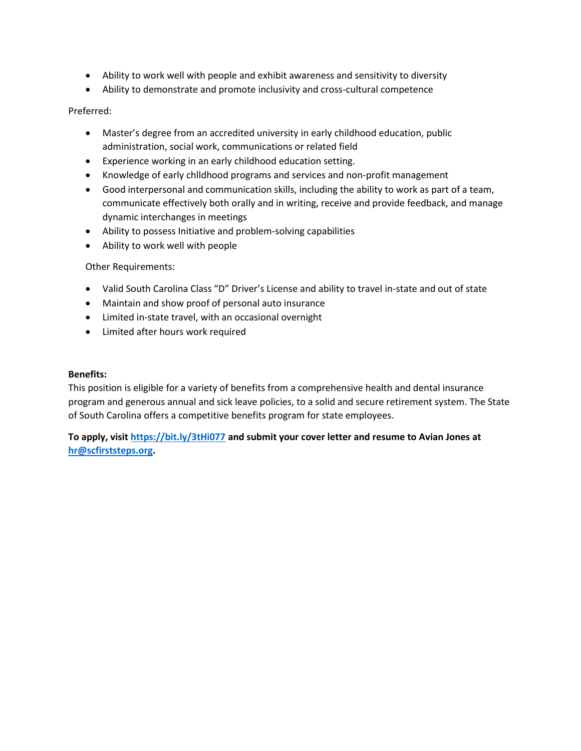- Ability to work well with people and exhibit awareness and sensitivity to diversity
- Ability to demonstrate and promote inclusivity and cross-cultural competence

Preferred:

- Master's degree from an accredited university in early childhood education, public administration, social work, communications or related field
- Experience working in an early childhood education setting.
- Knowledge of early chlldhood programs and services and non-profit management
- Good interpersonal and communication skills, including the ability to work as part of a team, communicate effectively both orally and in writing, receive and provide feedback, and manage dynamic interchanges in meetings
- Ability to possess Initiative and problem-solving capabilities
- Ability to work well with people

Other Requirements:

- Valid South Carolina Class "D" Driver's License and ability to travel in-state and out of state
- Maintain and show proof of personal auto insurance
- Limited in-state travel, with an occasional overnight
- Limited after hours work required

**Benefits:**

This position is eligible for a variety of benefits from a comprehensive health and dental insurance program and generous annual and sick leave policies, to a solid and secure retirement system. The State of South Carolina offers a competitive benefits program for state employees.

**To apply, visit [https://bit.ly/3tHi077](https://bit.ly/3tHi077) and submit your cover letter and resume to Avian Jones at [hr@scfirststeps.org](mailto:hr@scfirststeps.org).**